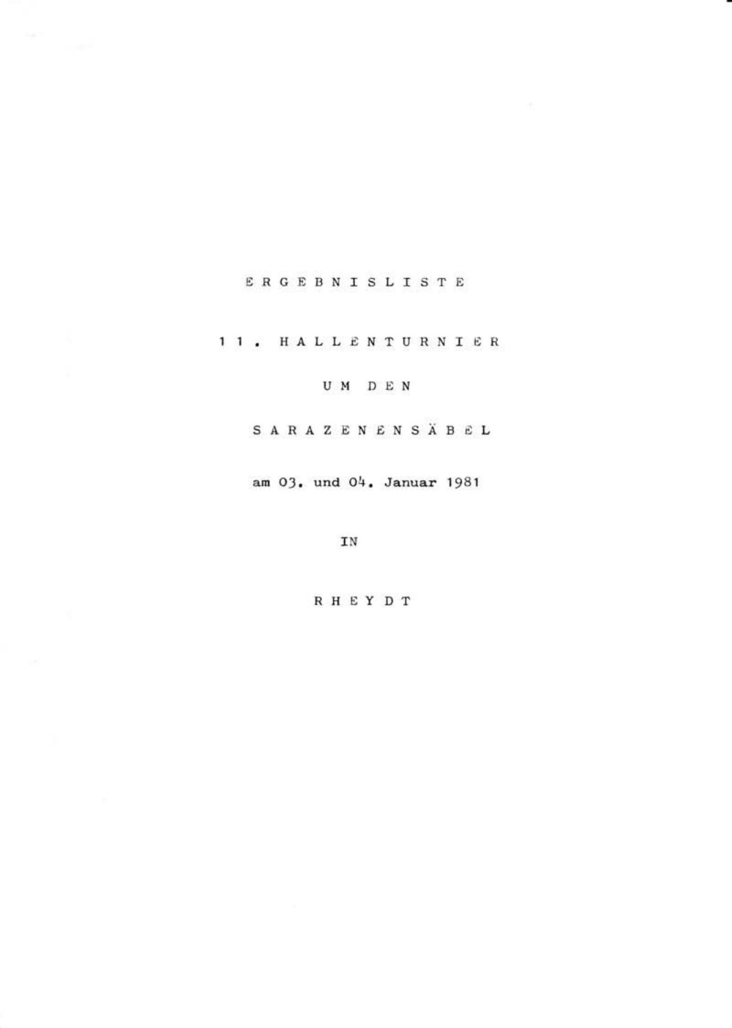# ERGEBNISLISTE

## 11. HALLENTURNIER

## UM DEN

## SARAZENENSÄBEL

am 03. und 04. Januar 1981

IN

RHEYDT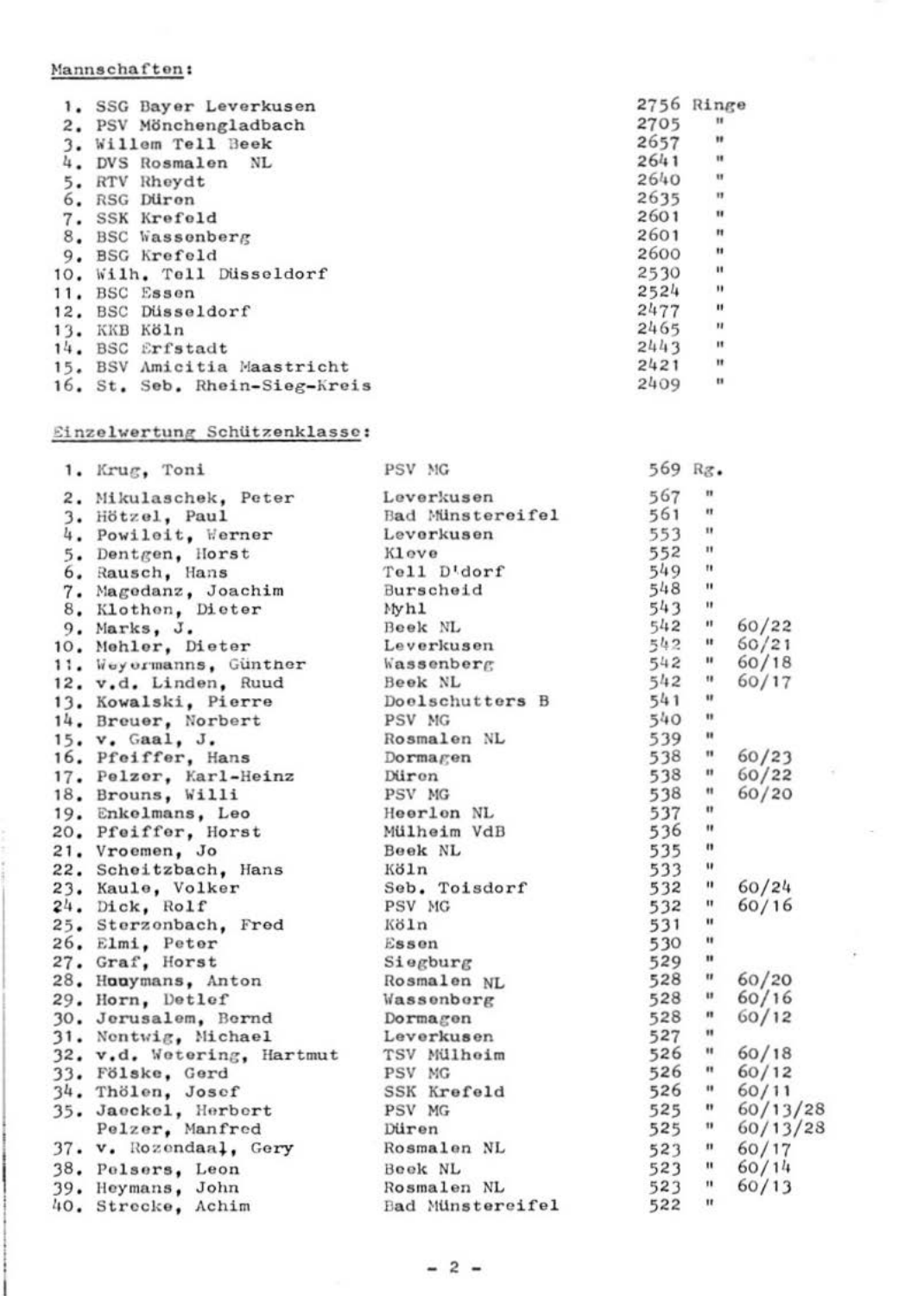Mannschaften:

| | | |
|---|---|---|
| 1. | SSG Bayer Leverkusen | 2756 Ringe |
| 2. | PSV Mönchengladbach | 2705 " |
| 3. | Willem Tell Beek | 2657 " |
| 4. | DVS Rosmalen NL | 2641 " |
| 5. | RTV Rheydt | 2640 " |
| 6. | RSG Düren | 2635 " |
| 7. | SSK Krefeld | 2601 " |
| 8. | BSC Wassenberg | 2601 " |
| 9. | BSG Krefeld | 2600 " |
| 10. | Wilh. Tell Düsseldorf | 2530 " |
| 11. | BSC Essen | 2524 " |
| 12. | BSC Düsseldorf | 2477 " |
| 13. | KKB Köln | 2465 " |
| 14. | BSC Erfstadt | 2443 " |
| 15. | BSV Amicitia Maastricht | 2421 " |
| 16. | St. Seb. Rhein-Sieg-Kreis | 2409 " |

Einzelwertung Schützenklasse:

| | | | | |
|---|---|---|---|---|
| 1. | Krug, Toni | PSV MG | 569 Rg. | |
| 2. | Mikulaschek, Peter | Leverkusen | 567 " | |
| 3. | Hötzel, Paul | Bad Münstereifel | 561 " | |
| 4. | Powileit, Werner | Leverkusen | 553 " | |
| 5. | Dentgen, Horst | Kleve | 552 " | |
| 6. | Rausch, Hans | Tell D'dorf | 549 " | |
| 7. | Magedanz, Joachim | Burscheid | 548 " | |
| 8. | Klothen, Dieter | Myhl | 543 " | |
| 9. | Marks, J. | Beek NL | 542 " | 60/22 |
| 10. | Mehler, Dieter | Leverkusen | 542 " | 60/21 |
| 11. | Weyermanns, Güntner | Wassenberg | 542 " | 60/18 |
| 12. | v.d. Linden, Ruud | Beek NL | 542 " | 60/17 |
| 13. | Kowalski, Pierre | Doelschutters B | 541 " | |
| 14. | Breuer, Norbert | PSV MG | 540 " | |
| 15. | v. Gaal, J. | Rosmalen NL | 539 " | |
| 16. | Pfeiffer, Hans | Dormagen | 538 " | 60/23 |
| 17. | Pelzer, Karl-Heinz | Düren | 538 " | 60/22 |
| 18. | Brouns, Willi | PSV MG | 538 " | 60/20 |
| 19. | Enkelmans, Leo | Heerlen NL | 537 " | |
| 20. | Pfeiffer, Horst | Mülheim VdB | 536 " | |
| 21. | Vroemen, Jo | Beek NL | 535 " | |
| 22. | Scheitzbach, Hans | Köln | 533 " | |
| 23. | Kaule, Volker | Seb. Toisdorf | 532 " | 60/24 |
| 24. | Dick, Rolf | PSV MG | 532 " | 60/16 |
| 25. | Sterzenbach, Fred | Köln | 531 " | |
| 26. | Elmi, Peter | Essen | 530 " | |
| 27. | Graf, Horst | Siegburg | 529 " | |
| 28. | Houymans, Anton | Rosmalen NL | 528 " | 60/20 |
| 29. | Horn, Detlef | Wassenberg | 528 " | 60/16 |
| 30. | Jerusalem, Bernd | Dormagen | 528 " | 60/12 |
| 31. | Nentwig, Michael | Leverkusen | 527 " | |
| 32. | v.d. Wetering, Hartmut | TSV Mülheim | 526 " | 60/18 |
| 33. | Fölske, Gerd | PSV MG | 526 " | 60/12 |
| 34. | Thölen, Josef | SSK Krefeld | 526 " | 60/11 |
| 35. | Jaeckel, Herbert | PSV MG | 525 " | 60/13/28 |
| | Pelzer, Manfred | Düren | 525 " | 60/13/28 |
| 37. | v. Rozendaal, Gery | Rosmalen NL | 523 " | 60/17 |
| 38. | Pelsers, Leon | Beek NL | 523 " | 60/14 |
| 39. | Heymans, John | Rosmalen NL | 523 " | 60/13 |
| 40. | Strecke, Achim | Bad Münstereifel | 522 " | |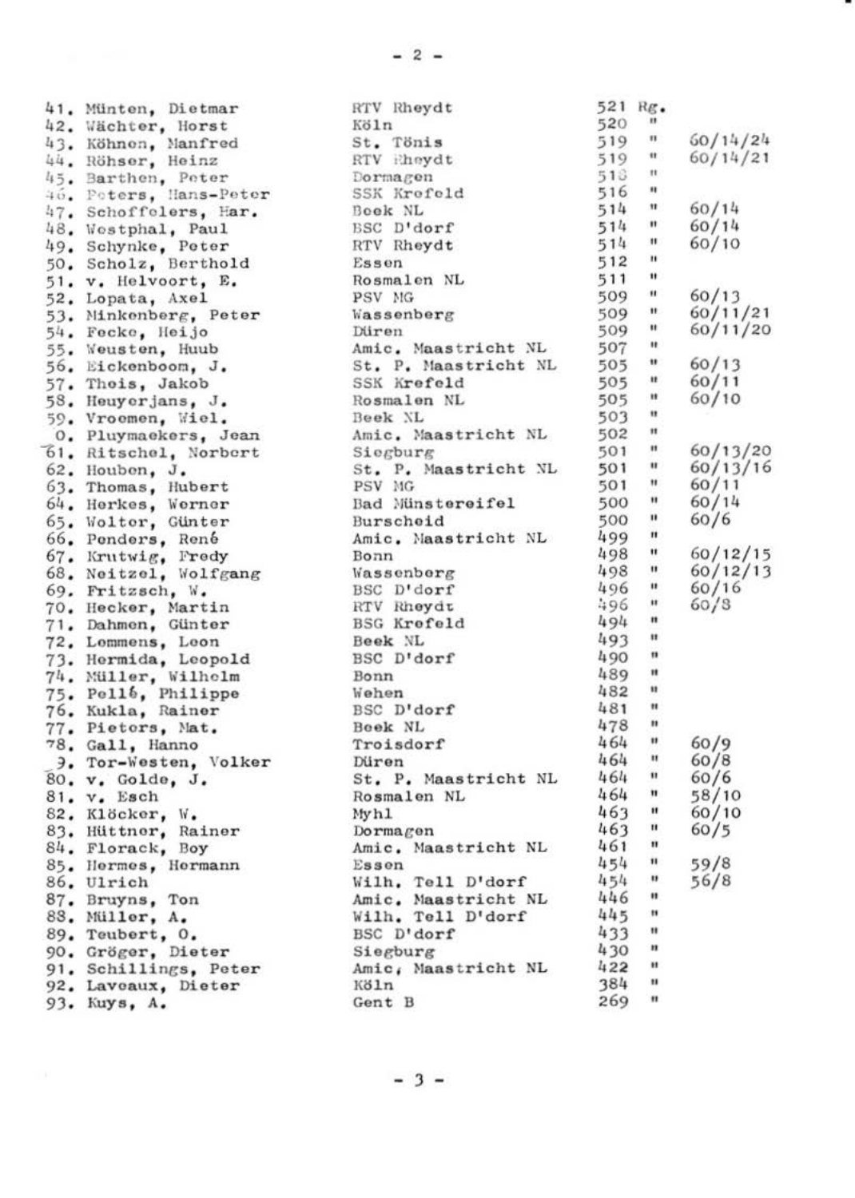| | | | | |
|---|---|---|---|---|
| 41. | Münten, Dietmar | RTV Rheydt | 521 Rg. | |
| 42. | Wächter, Horst | Köln | 520 " | |
| 43. | Köhnen, Manfred | St. Tönis | 519 " | 60/14/24 |
| 44. | Röhser, Heinz | RTV Rheydt | 519 " | 60/14/21 |
| 45. | Barthen, Peter | Dormagen | 518 " | |
| 46. | Peters, Hans-Peter | SSK Krefeld | 516 " | |
| 47. | Schoffelers, Har. | Beek NL | 514 " | 60/14 |
| 48. | Westphal, Paul | BSC D'dorf | 514 " | 60/14 |
| 49. | Schynke, Peter | RTV Rheydt | 514 " | 60/10 |
| 50. | Scholz, Berthold | Essen | 512 " | |
| 51. | v. Helvoort, E. | Rosmalen NL | 511 " | |
| 52. | Lopata, Axel | PSV MG | 509 " | 60/13 |
| 53. | Minkenberg, Peter | Wassenberg | 509 " | 60/11/21 |
| 54. | Fecke, Heijo | Düren | 509 " | 60/11/20 |
| 55. | Weusten, Huub | Amic. Maastricht NL | 507 " | |
| 56. | Eickenboom, J. | St. P. Maastricht NL | 505 " | 60/13 |
| 57. | Theis, Jakob | SSK Krefeld | 505 " | 60/11 |
| 58. | Heuyerjans, J. | Rosmalen NL | 505 " | 60/10 |
| 59. | Vroemen, Wiel. | Beek NL | 503 " | |
| 60. | Pluymaekers, Jean | Amic. Maastricht NL | 502 " | |
| 61. | Ritschel, Norbert | Siegburg | 501 " | 60/13/20 |
| 62. | Houben, J. | St. P. Maastricht NL | 501 " | 60/13/16 |
| 63. | Thomas, Hubert | PSV MG | 501 " | 60/11 |
| 64. | Herkes, Werner | Bad Münstereifel | 500 " | 60/14 |
| 65. | Wolter, Günter | Burscheid | 500 " | 60/6 |
| 66. | Penders, René | Amic. Maastricht NL | 499 " | |
| 67. | Krutwig, Fredy | Bonn | 498 " | 60/12/15 |
| 68. | Neitzel, Wolfgang | Wassenberg | 498 " | 60/12/13 |
| 69. | Fritzsch, W. | BSC D'dorf | 496 " | 60/16 |
| 70. | Hecker, Martin | RTV Rheydt | 496 " | 60/8 |
| 71. | Dahmen, Günter | BSG Krefeld | 494 " | |
| 72. | Lommens, Leon | Beek NL | 493 " | |
| 73. | Hermida, Leopold | BSC D'dorf | 490 " | |
| 74. | Müller, Wilhelm | Bonn | 489 " | |
| 75. | Pellé, Philippe | Wehen | 482 " | |
| 76. | Kukla, Rainer | BSC D'dorf | 481 " | |
| 77. | Pieters, Mat. | Beek NL | 478 " | |
| 78. | Gall, Hanno | Troisdorf | 464 " | 60/9 |
| 79. | Tor-Westen, Volker | Düren | 464 " | 60/8 |
| 80. | v. Golde, J. | St. P. Maastricht NL | 464 " | 60/6 |
| 81. | v. Esch | Rosmalen NL | 464 " | 58/10 |
| 82. | Klöcker, W. | Myhl | 463 " | 60/10 |
| 83. | Hüttner, Rainer | Dormagen | 463 " | 60/5 |
| 84. | Florack, Boy | Amic. Maastricht NL | 461 " | |
| 85. | Hermes, Hermann | Essen | 454 " | 59/8 |
| 86. | Ulrich | Wilh. Tell D'dorf | 454 " | 56/8 |
| 87. | Bruyns, Ton | Amic. Maastricht NL | 446 " | |
| 88. | Müller, A. | Wilh. Tell D'dorf | 445 " | |
| 89. | Teubert, O. | BSC D'dorf | 433 " | |
| 90. | Gröger, Dieter | Siegburg | 430 " | |
| 91. | Schillings, Peter | Amic. Maastricht NL | 422 " | |
| 92. | Laveaux, Dieter | Köln | 384 " | |
| 93. | Kuys, A. | Gent B | 269 " | |

- 3 -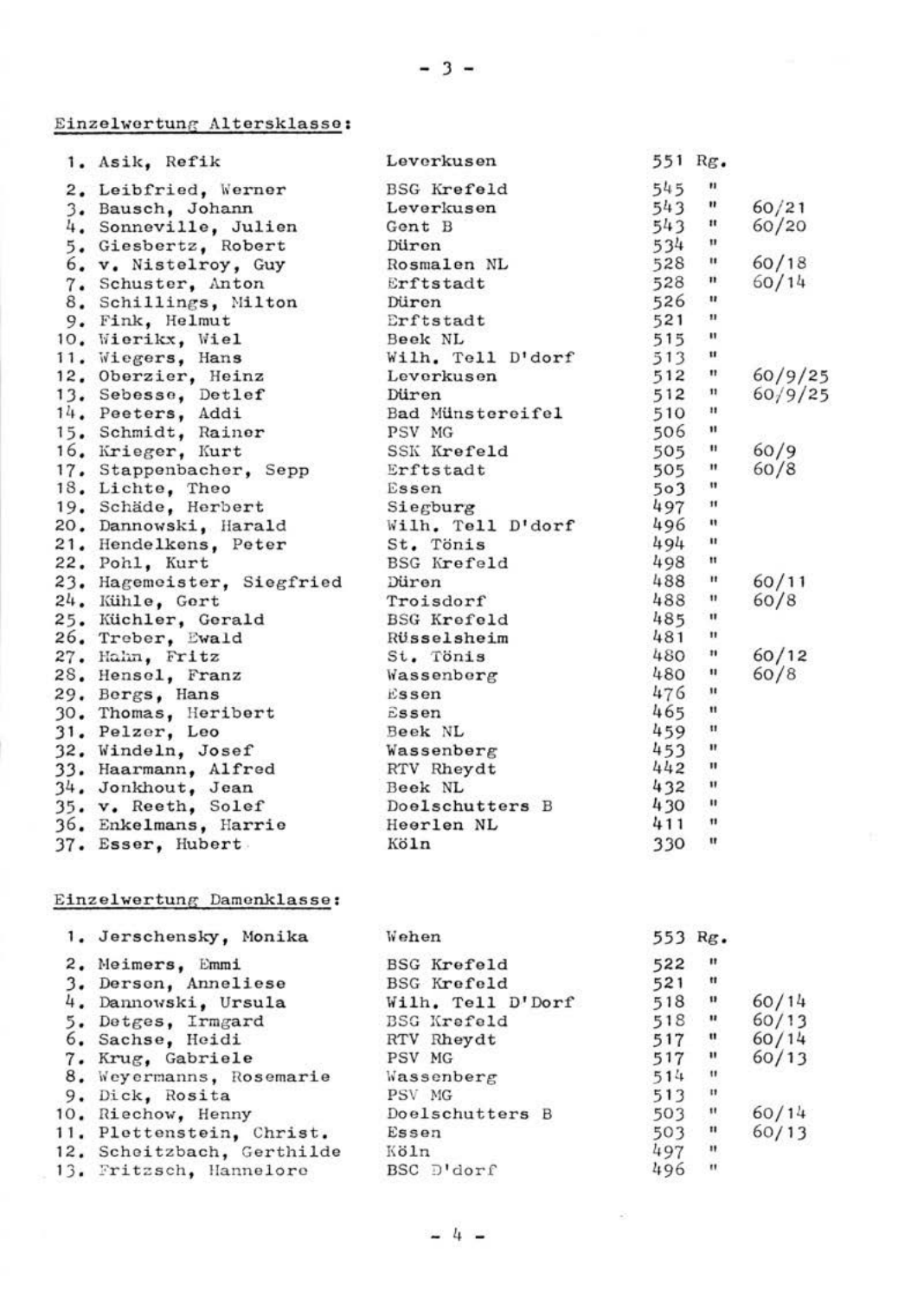Einzelwertung Altersklasse:

| | | | | |
|---|---|---|---|---|
| 1. | Asik, Refik | Leverkusen | 551 Rg. | |
| 2. | Leibfried, Werner | BSG Krefeld | 545 " | |
| 3. | Bausch, Johann | Leverkusen | 543 " | 60/21 |
| 4. | Sonneville, Julien | Gent B | 543 " | 60/20 |
| 5. | Giesbertz, Robert | Düren | 534 " | |
| 6. | v. Nistelroy, Guy | Rosmalen NL | 528 " | 60/18 |
| 7. | Schuster, Anton | Erftstadt | 528 " | 60/14 |
| 8. | Schillings, Milton | Düren | 526 " | |
| 9. | Fink, Helmut | Erftstadt | 521 " | |
| 10. | Wierikx, Wiel | Beek NL | 515 " | |
| 11. | Wiegers, Hans | Wilh. Tell D'dorf | 513 " | |
| 12. | Oberzier, Heinz | Leverkusen | 512 " | 60/9/25 |
| 13. | Sebesse, Detlef | Düren | 512 " | 60/9/25 |
| 14. | Peeters, Addi | Bad Münstereifel | 510 " | |
| 15. | Schmidt, Rainer | PSV MG | 506 " | |
| 16. | Krieger, Kurt | SSK Krefeld | 505 " | 60/9 |
| 17. | Stappenbacher, Sepp | Erftstadt | 505 " | 60/8 |
| 18. | Lichte, Theo | Essen | 5o3 " | |
| 19. | Schäde, Herbert | Siegburg | 497 " | |
| 20. | Dannowski, Harald | Wilh. Tell D'dorf | 496 " | |
| 21. | Hendelkens, Peter | St. Tönis | 494 " | |
| 22. | Pohl, Kurt | BSG Krefeld | 498 " | |
| 23. | Hagemeister, Siegfried | Düren | 488 " | 60/11 |
| 24. | Kühle, Gert | Troisdorf | 488 " | 60/8 |
| 25. | Küchler, Gerald | BSG Krefeld | 485 " | |
| 26. | Treber, Ewald | Rüsselsheim | 481 " | |
| 27. | Hahn, Fritz | St. Tönis | 480 " | 60/12 |
| 28. | Hensel, Franz | Wassenberg | 480 " | 60/8 |
| 29. | Bergs, Hans | Essen | 476 " | |
| 30. | Thomas, Heribert | Essen | 465 " | |
| 31. | Pelzer, Leo | Beek NL | 459 " | |
| 32. | Windeln, Josef | Wassenberg | 453 " | |
| 33. | Haarmann, Alfred | RTV Rheydt | 442 " | |
| 34. | Jonkhout, Jean | Beek NL | 432 " | |
| 35. | v. Reeth, Solef | Doelschutters B | 430 " | |
| 36. | Enkelmans, Harrie | Heerlen NL | 411 " | |
| 37. | Esser, Hubert | Köln | 330 " | |

Einzelwertung Damenklasse:

| | | | | |
|---|---|---|---|---|
| 1. | Jerschensky, Monika | Wehen | 553 Rg. | |
| 2. | Meimers, Emmi | BSG Krefeld | 522 " | |
| 3. | Dersen, Anneliese | BSG Krefeld | 521 " | |
| 4. | Dannowski, Ursula | Wilh. Tell D'Dorf | 518 " | 60/14 |
| 5. | Detges, Irmgard | BSG Krefeld | 518 " | 60/13 |
| 6. | Sachse, Heidi | RTV Rheydt | 517 " | 60/14 |
| 7. | Krug, Gabriele | PSV MG | 517 " | 60/13 |
| 8. | Weyermanns, Rosemarie | Wassenberg | 514 " | |
| 9. | Dick, Rosita | PSV MG | 513 " | |
| 10. | Riechow, Henny | Doelschutters B | 503 " | 60/14 |
| 11. | Plettenstein, Christ. | Essen | 503 " | 60/13 |
| 12. | Scheitzbach, Gerthilde | Köln | 497 " | |
| 13. | Fritzsch, Hannelore | BSC D'dorf | 496 " | |

\- 4 -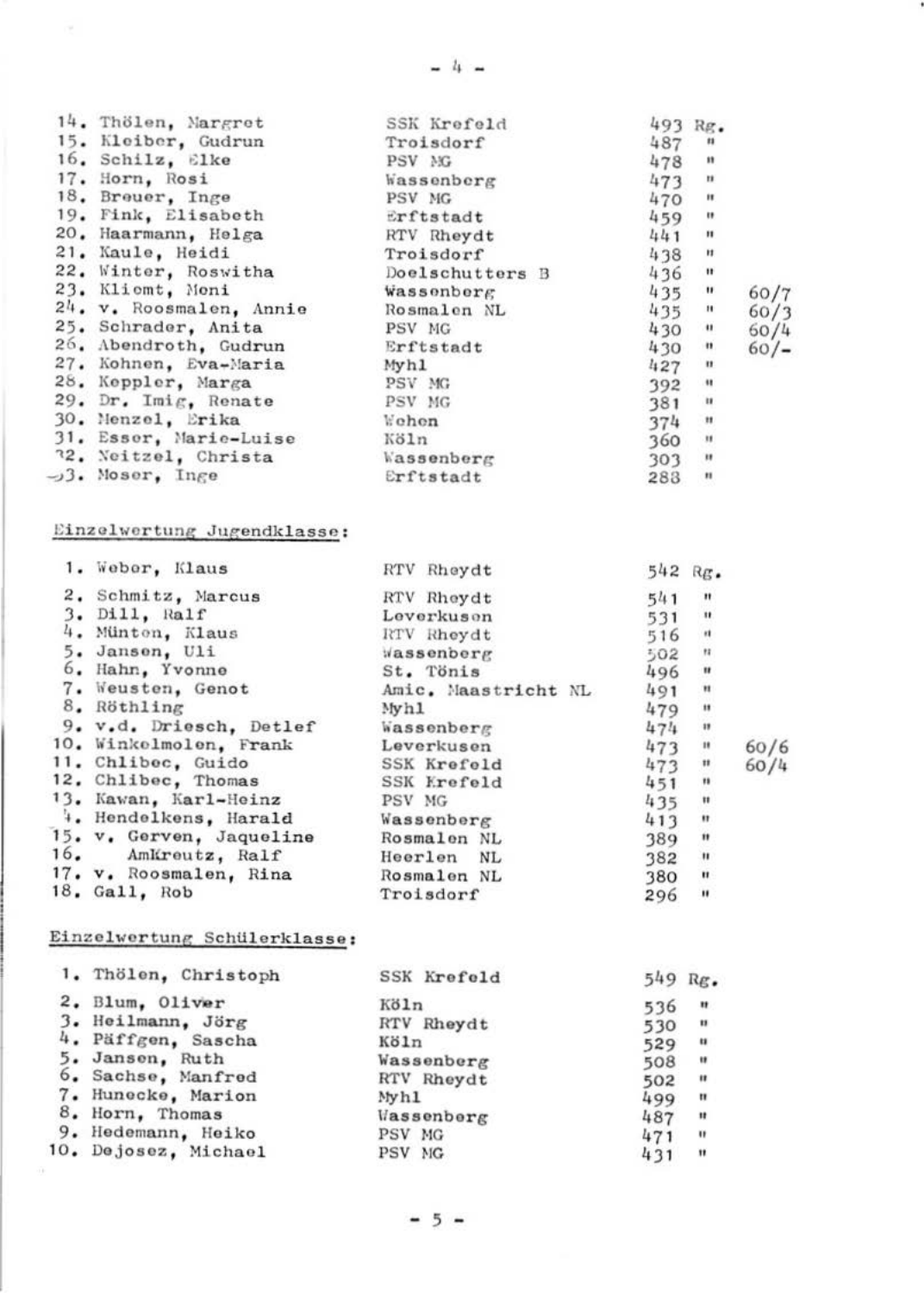| | | | |
|---|---|---|---|
| 14. Thölen, Margret | SSK Krefeld | 493 Rg. | |
| 15. Kleiber, Gudrun | Troisdorf | 487 " | |
| 16. Schilz, Elke | PSV MG | 478 " | |
| 17. Horn, Rosi | Wassenberg | 473 " | |
| 18. Breuer, Inge | PSV MG | 470 " | |
| 19. Fink, Elisabeth | Erftstadt | 459 " | |
| 20. Haarmann, Helga | RTV Rheydt | 441 " | |
| 21. Kaule, Heidi | Troisdorf | 438 " | |
| 22. Winter, Roswitha | Doelschutters B | 436 " | |
| 23. Kliemt, Moni | Wassenberg | 435 " | 60/7 |
| 24. v. Roosmalen, Annie | Rosmalen NL | 435 " | 60/3 |
| 25. Schrader, Anita | PSV MG | 430 " | 60/4 |
| 26. Abendroth, Gudrun | Erftstadt | 430 " | 60/- |
| 27. Kohnen, Eva-Maria | Myhl | 427 " | |
| 28. Keppler, Marga | PSV MG | 392 " | |
| 29. Dr. Imig, Renate | PSV MG | 381 " | |
| 30. Menzel, Erika | Wehen | 374 " | |
| 31. Esser, Marie-Luise | Köln | 360 " | |
| 32. Neitzel, Christa | Wassenberg | 303 " | |
| 33. Moser, Inge | Erftstadt | 288 " | |

Einzelwertung Jugendklasse:

| | | | |
|---|---|---|---|
| 1. Weber, Klaus | RTV Rheydt | 542 Rg. | |
| 2. Schmitz, Marcus | RTV Rheydt | 541 " | |
| 3. Dill, Ralf | Leverkusen | 531 " | |
| 4. Münten, Klaus | RTV Rheydt | 516 " | |
| 5. Jansen, Uli | Wassenberg | 502 " | |
| 6. Hahn, Yvonne | St. Tönis | 496 " | |
| 7. Weusten, Genot | Amic. Maastricht NL | 491 " | |
| 8. Röthling | Myhl | 479 " | |
| 9. v.d. Driesch, Detlef | Wassenberg | 474 " | |
| 10. Winkelmolen, Frank | Leverkusen | 473 " | 60/6 |
| 11. Chlibec, Guido | SSK Krefeld | 473 " | 60/4 |
| 12. Chlibec, Thomas | SSK Krefeld | 451 " | |
| 13. Kawan, Karl-Heinz | PSV MG | 435 " | |
| 14. Hendelkens, Harald | Wassenberg | 413 " | |
| 15. v. Gerven, Jaqueline | Rosmalen NL | 389 " | |
| 16. AmKreutz, Ralf | Heerlen NL | 382 " | |
| 17. v. Roosmalen, Rina | Rosmalen NL | 380 " | |
| 18. Gall, Rob | Troisdorf | 296 " | |

Einzelwertung Schülerklasse:

| | | |
|---|---|---|
| 1. Thölen, Christoph | SSK Krefeld | 549 Rg. |
| 2. Blum, Oliver | Köln | 536 " |
| 3. Heilmann, Jörg | RTV Rheydt | 530 " |
| 4. Päffgen, Sascha | Köln | 529 " |
| 5. Jansen, Ruth | Wassenberg | 508 " |
| 6. Sachse, Manfred | RTV Rheydt | 502 " |
| 7. Hunecke, Marion | Myhl | 499 " |
| 8. Horn, Thomas | Wassenberg | 487 " |
| 9. Hedemann, Heiko | PSV MG | 471 " |
| 10. Dejosez, Michael | PSV MG | 431 " |

- 5 -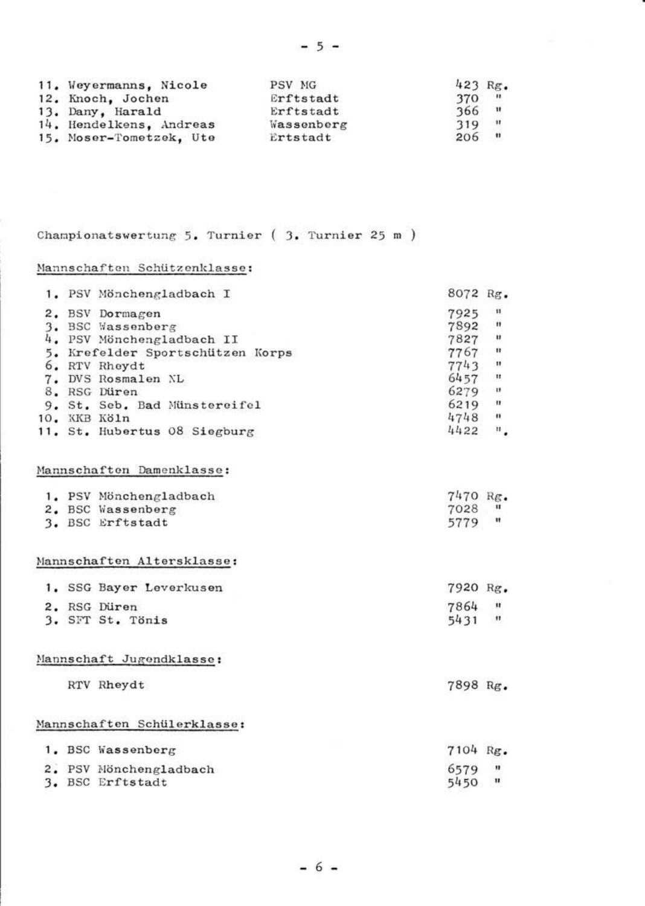| | | | |
|---|---|---|---|
| 11. | Weyermanns, Nicole | PSV MG | 423 Rg. |
| 12. | Knoch, Jochen | Erftstadt | 370 " |
| 13. | Dany, Harald | Erftstadt | 366 " |
| 14. | Hendelkens, Andreas | Wassenberg | 319 " |
| 15. | Moser-Tometzek, Ute | Ertstadt | 206 " |

Championatswertung 5. Turnier ( 3. Turnier 25 m )

Mannschaften Schützenklasse:

| | | |
|---|---|---|
| 1. | PSV Mönchengladbach I | 8072 Rg. |
| 2. | BSV Dormagen | 7925 " |
| 3. | BSC Wassenberg | 7892 " |
| 4. | PSV Mönchengladbach II | 7827 " |
| 5. | Krefelder Sportschützen Korps | 7767 " |
| 6. | RTV Rheydt | 7743 " |
| 7. | DVS Rosmalen NL | 6457 " |
| 8. | RSG Düren | 6279 " |
| 9. | St. Seb. Bad Münstereifel | 6219 " |
| 10. | KKB Köln | 4748 " |
| 11. | St. Hubertus 08 Siegburg | 4422 ". |

Mannschaften Damenklasse:

| | | |
|---|---|---|
| 1. | PSV Mönchengladbach | 7470 Rg. |
| 2. | BSC Wassenberg | 7028 " |
| 3. | BSC Erftstadt | 5779 " |

Mannschaften Altersklasse:

| | | |
|---|---|---|
| 1. | SSG Bayer Leverkusen | 7920 Rg. |
| 2. | RSG Düren | 7864 " |
| 3. | SFT St. Tönis | 5431 " |

Mannschaft Jugendklasse:

| | |
|---|---|
| RTV Rheydt | 7898 Rg. |

Mannschaften Schülerklasse:

| | | |
|---|---|---|
| 1. | BSC Wassenberg | 7104 Rg. |
| 2. | PSV Mönchengladbach | 6579 " |
| 3. | BSC Erftstadt | 5450 " |

- 6 -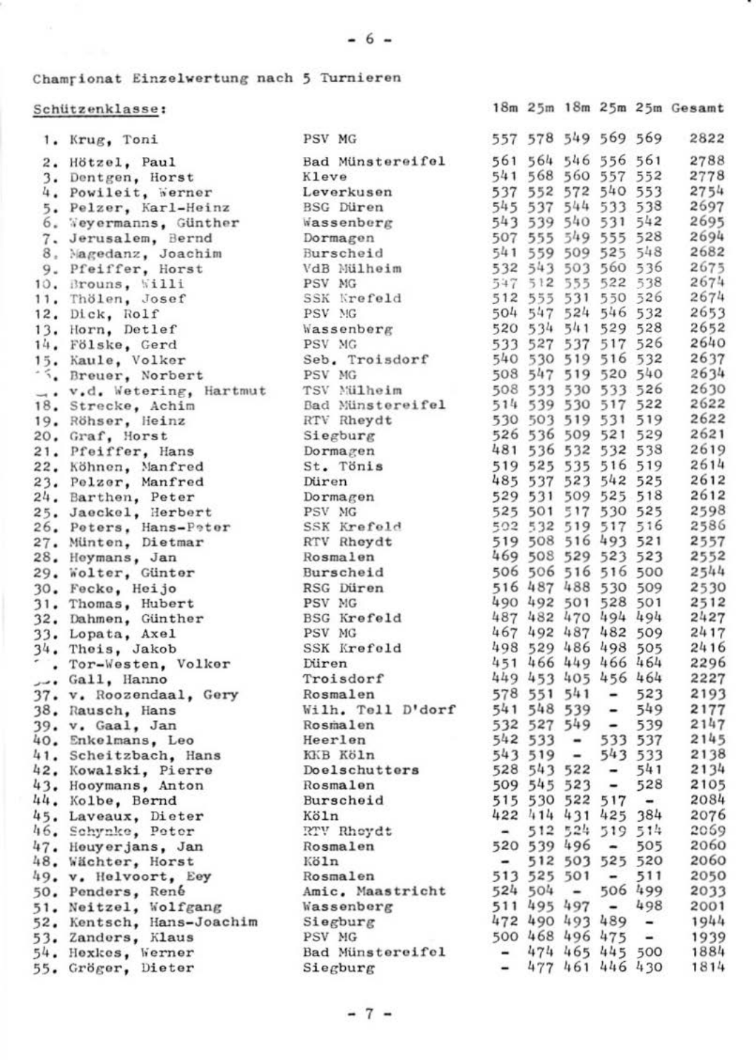Championat Einzelwertung nach 5 Turnieren

| Schützenklasse: | | 18m | 25m | 18m | 25m | 25m | Gesamt |
|---|---|---|---|---|---|---|---|
| 1. Krug, Toni | PSV MG | 557 | 578 | 549 | 569 | 569 | 2822 |
| 2. Hötzel, Paul | Bad Münstereifel | 561 | 564 | 546 | 556 | 561 | 2788 |
| 3. Dentgen, Horst | Kleve | 541 | 568 | 560 | 557 | 552 | 2778 |
| 4. Powileit, Werner | Leverkusen | 537 | 552 | 572 | 540 | 553 | 2754 |
| 5. Pelzer, Karl-Heinz | BSG Düren | 545 | 537 | 544 | 533 | 538 | 2697 |
| 6. Weyermanns, Günther | Wassenberg | 543 | 539 | 540 | 531 | 542 | 2695 |
| 7. Jerusalem, Bernd | Dormagen | 507 | 555 | 549 | 555 | 528 | 2694 |
| 8. Magedanz, Joachim | Burscheid | 541 | 559 | 509 | 525 | 548 | 2682 |
| 9. Pfeiffer, Horst | VdB Mülheim | 532 | 543 | 503 | 560 | 536 | 2675 |
| 10. Brouns, Willi | PSV MG | 547 | 512 | 555 | 522 | 538 | 2674 |
| 11. Thölen, Josef | SSK Krefeld | 512 | 555 | 531 | 550 | 526 | 2674 |
| 12. Dick, Rolf | PSV MG | 504 | 547 | 524 | 546 | 532 | 2653 |
| 13. Horn, Detlef | Wassenberg | 520 | 534 | 541 | 529 | 528 | 2652 |
| 14. Fölske, Gerd | PSV MG | 533 | 527 | 537 | 517 | 526 | 2640 |
| 15. Kaule, Volker | Seb. Troisdorf | 540 | 530 | 519 | 516 | 532 | 2637 |
| 16. Breuer, Norbert | PSV MG | 508 | 547 | 519 | 520 | 540 | 2634 |
| 17. v.d. Wetering, Hartmut | TSV Mülheim | 508 | 533 | 530 | 533 | 526 | 2630 |
| 18. Strecke, Achim | Bad Münstereifel | 514 | 539 | 530 | 517 | 522 | 2622 |
| 19. Röhser, Heinz | RTV Rheydt | 530 | 503 | 519 | 531 | 519 | 2622 |
| 20. Graf, Horst | Siegburg | 526 | 536 | 509 | 521 | 529 | 2621 |
| 21. Pfeiffer, Hans | Dormagen | 481 | 536 | 532 | 532 | 538 | 2619 |
| 22. Köhnen, Manfred | St. Tönis | 519 | 525 | 535 | 516 | 519 | 2614 |
| 23. Pelzer, Manfred | Düren | 485 | 537 | 523 | 542 | 525 | 2612 |
| 24. Barthen, Peter | Dormagen | 529 | 531 | 509 | 525 | 518 | 2612 |
| 25. Jaeckel, Herbert | PSV MG | 525 | 501 | 517 | 530 | 525 | 2598 |
| 26. Peters, Hans-Peter | SSK Krefeld | 502 | 532 | 519 | 517 | 516 | 2586 |
| 27. Münten, Dietmar | RTV Rheydt | 519 | 508 | 516 | 493 | 521 | 2557 |
| 28. Heymans, Jan | Rosmalen | 469 | 508 | 529 | 523 | 523 | 2552 |
| 29. Wolter, Günter | Burscheid | 506 | 506 | 516 | 516 | 500 | 2544 |
| 30. Fecke, Heijo | RSG Düren | 516 | 487 | 488 | 530 | 509 | 2530 |
| 31. Thomas, Hubert | PSV MG | 490 | 492 | 501 | 528 | 501 | 2512 |
| 32. Dahmen, Günther | BSG Krefeld | 487 | 482 | 470 | 494 | 494 | 2427 |
| 33. Lopata, Axel | PSV MG | 467 | 492 | 487 | 482 | 509 | 2417 |
| 34. Theis, Jakob | SSK Krefeld | 498 | 529 | 486 | 498 | 505 | 2416 |
| 35. Tor-Westen, Volker | Düren | 451 | 466 | 449 | 466 | 464 | 2296 |
| 36. Gall, Hanno | Troisdorf | 449 | 453 | 405 | 456 | 464 | 2227 |
| 37. v. Roozendaal, Gery | Rosmalen | 578 | 551 | 541 | - | 523 | 2193 |
| 38. Rausch, Hans | Wilh. Tell D'dorf | 541 | 548 | 539 | - | 549 | 2177 |
| 39. v. Gaal, Jan | Rosmalen | 532 | 527 | 549 | - | 539 | 2147 |
| 40. Enkelmans, Leo | Heerlen | 542 | 533 | - | 533 | 537 | 2145 |
| 41. Scheitzbach, Hans | KKB Köln | 543 | 519 | - | 543 | 533 | 2138 |
| 42. Kowalski, Pierre | Doelschutters | 528 | 543 | 522 | - | 541 | 2134 |
| 43. Hooymans, Anton | Rosmalen | 509 | 545 | 523 | - | 528 | 2105 |
| 44. Kolbe, Bernd | Burscheid | 515 | 530 | 522 | 517 | - | 2084 |
| 45. Laveaux, Dieter | Köln | 422 | 414 | 431 | 425 | 384 | 2076 |
| 46. Schynke, Peter | RTV Rheydt | - | 512 | 524 | 519 | 514 | 2069 |
| 47. Heuyerjans, Jan | Rosmalen | 520 | 539 | 496 | - | 505 | 2060 |
| 48. Wächter, Horst | Köln | - | 512 | 503 | 525 | 520 | 2060 |
| 49. v. Helvoort, Eey | Rosmalen | 513 | 525 | 501 | - | 511 | 2050 |
| 50. Penders, René | Amic. Maastricht | 524 | 504 | - | 506 | 499 | 2033 |
| 51. Neitzel, Wolfgang | Wassenberg | 511 | 495 | 497 | - | 498 | 2001 |
| 52. Kentsch, Hans-Joachim | Siegburg | 472 | 490 | 493 | 489 | - | 1944 |
| 53. Zanders, Klaus | PSV MG | 500 | 468 | 496 | 475 | - | 1939 |
| 54. Hexkes, Werner | Bad Münstereifel | - | 474 | 465 | 445 | 500 | 1884 |
| 55. Gröger, Dieter | Siegburg | - | 477 | 461 | 446 | 430 | 1814 |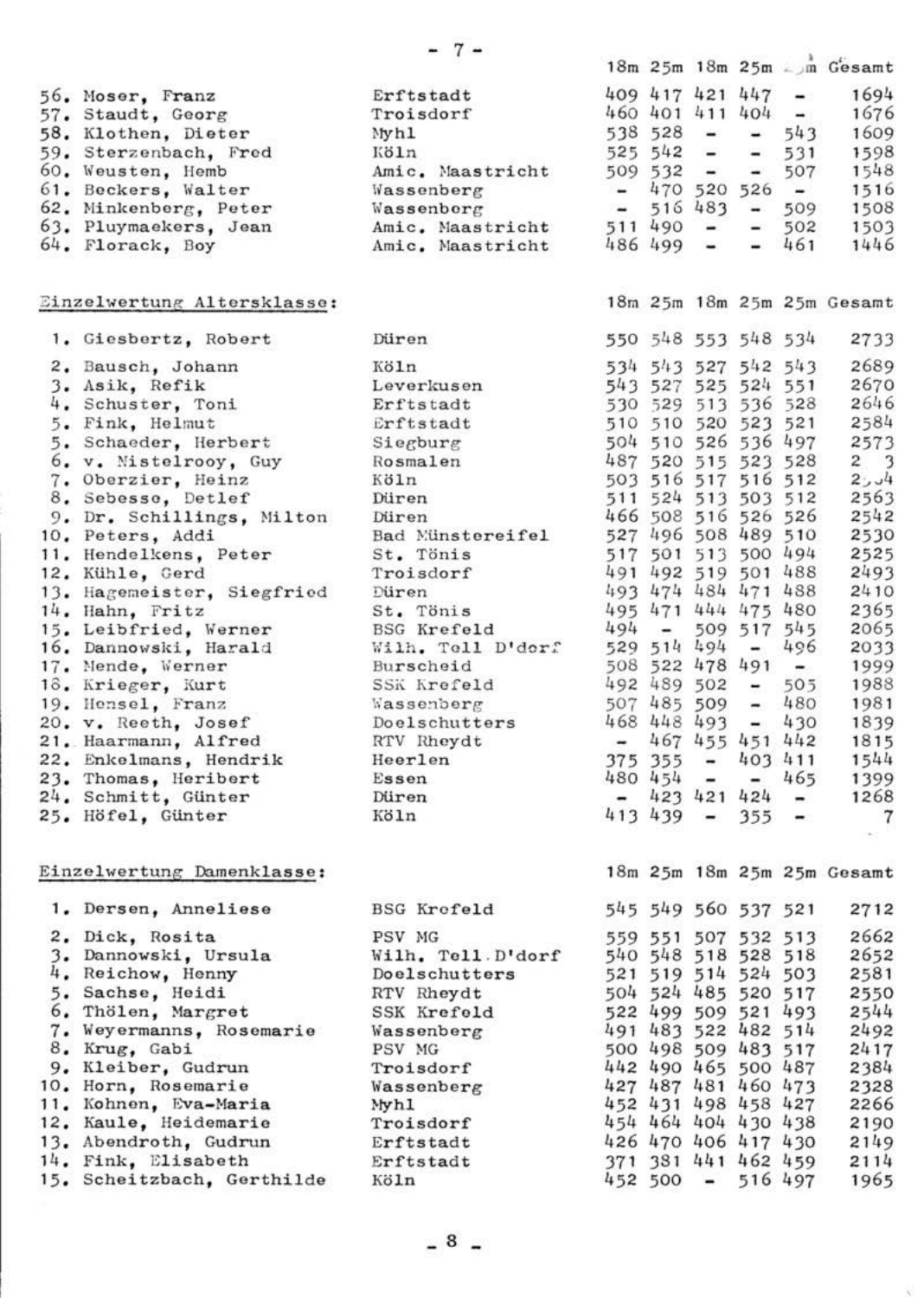| | | 18m | 25m | 18m | 25m | m | Gesamt |
|---|---|---|---|---|---|---|---|
| 56. Moser, Franz | Erftstadt | 409 | 417 | 421 | 447 | - | 1694 |
| 57. Staudt, Georg | Troisdorf | 460 | 401 | 411 | 404 | - | 1676 |
| 58. Klothen, Dieter | Myhl | 538 | 528 | - | - | 543 | 1609 |
| 59. Sterzenbach, Fred | Köln | 525 | 542 | - | - | 531 | 1598 |
| 60. Weusten, Hemb | Amic. Maastricht | 509 | 532 | - | - | 507 | 1548 |
| 61. Beckers, Walter | Wassenberg | - | 470 | 520 | 526 | - | 1516 |
| 62. Minkenberg, Peter | Wassenberg | - | 516 | 483 | - | 509 | 1508 |
| 63. Pluymaekers, Jean | Amic. Maastricht | 511 | 490 | - | - | 502 | 1503 |
| 64. Florack, Boy | Amic. Maastricht | 486 | 499 | - | - | 461 | 1446 |

## Einzelwertung Altersklasse:

| | | 18m | 25m | 18m | 25m | 25m | Gesamt |
|---|---|---|---|---|---|---|---|
| 1. Giesbertz, Robert | Düren | 550 | 548 | 553 | 548 | 534 | 2733 |
| 2. Bausch, Johann | Köln | 534 | 543 | 527 | 542 | 543 | 2689 |
| 3. Asik, Refik | Leverkusen | 543 | 527 | 525 | 524 | 551 | 2670 |
| 4. Schuster, Toni | Erftstadt | 530 | 529 | 513 | 536 | 528 | 2646 |
| 5. Fink, Helmut | Erftstadt | 510 | 510 | 520 | 523 | 521 | 2584 |
| 5. Schaeder, Herbert | Siegburg | 504 | 510 | 526 | 536 | 497 | 2573 |
| 6. v. Nistelrooy, Guy | Rosmalen | 487 | 520 | 515 | 523 | 528 | 2 3 |
| 7. Oberzier, Heinz | Köln | 503 | 516 | 517 | 516 | 512 | 2,,4 |
| 8. Sebesse, Detlef | Düren | 511 | 524 | 513 | 503 | 512 | 2563 |
| 9. Dr. Schillings, Milton | Düren | 466 | 508 | 516 | 526 | 526 | 2542 |
| 10. Peters, Addi | Bad Münstereifel | 527 | 496 | 508 | 489 | 510 | 2530 |
| 11. Hendelkens, Peter | St. Tönis | 517 | 501 | 513 | 500 | 494 | 2525 |
| 12. Kühle, Gerd | Troisdorf | 491 | 492 | 519 | 501 | 488 | 2493 |
| 13. Hagemeister, Siegfried | Düren | 493 | 474 | 484 | 471 | 488 | 2410 |
| 14. Hahn, Fritz | St. Tönis | 495 | 471 | 444 | 475 | 480 | 2365 |
| 15. Leibfried, Werner | BSG Krefeld | 494 | - | 509 | 517 | 545 | 2065 |
| 16. Dannowski, Harald | Wilh. Tell D'dorf | 529 | 514 | 494 | - | 496 | 2033 |
| 17. Mende, Werner | Burscheid | 508 | 522 | 478 | 491 | - | 1999 |
| 18. Krieger, Kurt | SSK Krefeld | 492 | 489 | 502 | - | 505 | 1988 |
| 19. Hensel, Franz | Wassenberg | 507 | 485 | 509 | - | 480 | 1981 |
| 20. v. Reeth, Josef | Doelschutters | 468 | 448 | 493 | - | 430 | 1839 |
| 21. Haarmann, Alfred | RTV Rheydt | - | 467 | 455 | 451 | 442 | 1815 |
| 22. Enkelmans, Hendrik | Heerlen | 375 | 355 | - | 403 | 411 | 1544 |
| 23. Thomas, Heribert | Essen | 480 | 454 | - | - | 465 | 1399 |
| 24. Schmitt, Günter | Düren | - | 423 | 421 | 424 | - | 1268 |
| 25. Höfel, Günter | Köln | 413 | 439 | - | 355 | - | 7 |

## Einzelwertung Damenklasse:

| | | 18m | 25m | 18m | 25m | 25m | Gesamt |
|---|---|---|---|---|---|---|---|
| 1. Dersen, Anneliese | BSG Krefeld | 545 | 549 | 560 | 537 | 521 | 2712 |
| 2. Dick, Rosita | PSV MG | 559 | 551 | 507 | 532 | 513 | 2662 |
| 3. Dannowski, Ursula | Wilh. Tell D'dorf | 540 | 548 | 518 | 528 | 518 | 2652 |
| 4. Reichow, Henny | Doelschutters | 521 | 519 | 514 | 524 | 503 | 2581 |
| 5. Sachse, Heidi | RTV Rheydt | 504 | 524 | 485 | 520 | 517 | 2550 |
| 6. Thölen, Margret | SSK Krefeld | 522 | 499 | 509 | 521 | 493 | 2544 |
| 7. Weyermanns, Rosemarie | Wassenberg | 491 | 483 | 522 | 482 | 514 | 2492 |
| 8. Krug, Gabi | PSV MG | 500 | 498 | 509 | 483 | 517 | 2417 |
| 9. Kleiber, Gudrun | Troisdorf | 442 | 490 | 465 | 500 | 487 | 2384 |
| 10. Horn, Rosemarie | Wassenberg | 427 | 487 | 481 | 460 | 473 | 2328 |
| 11. Kohnen, Eva-Maria | Myhl | 452 | 431 | 498 | 458 | 427 | 2266 |
| 12. Kaule, Heidemarie | Troisdorf | 454 | 464 | 404 | 430 | 438 | 2190 |
| 13. Abendroth, Gudrun | Erftstadt | 426 | 470 | 406 | 417 | 430 | 2149 |
| 14. Fink, Elisabeth | Erftstadt | 371 | 381 | 441 | 462 | 459 | 2114 |
| 15. Scheitzbach, Gerthilde | Köln | 452 | 500 | - | 516 | 497 | 1965 |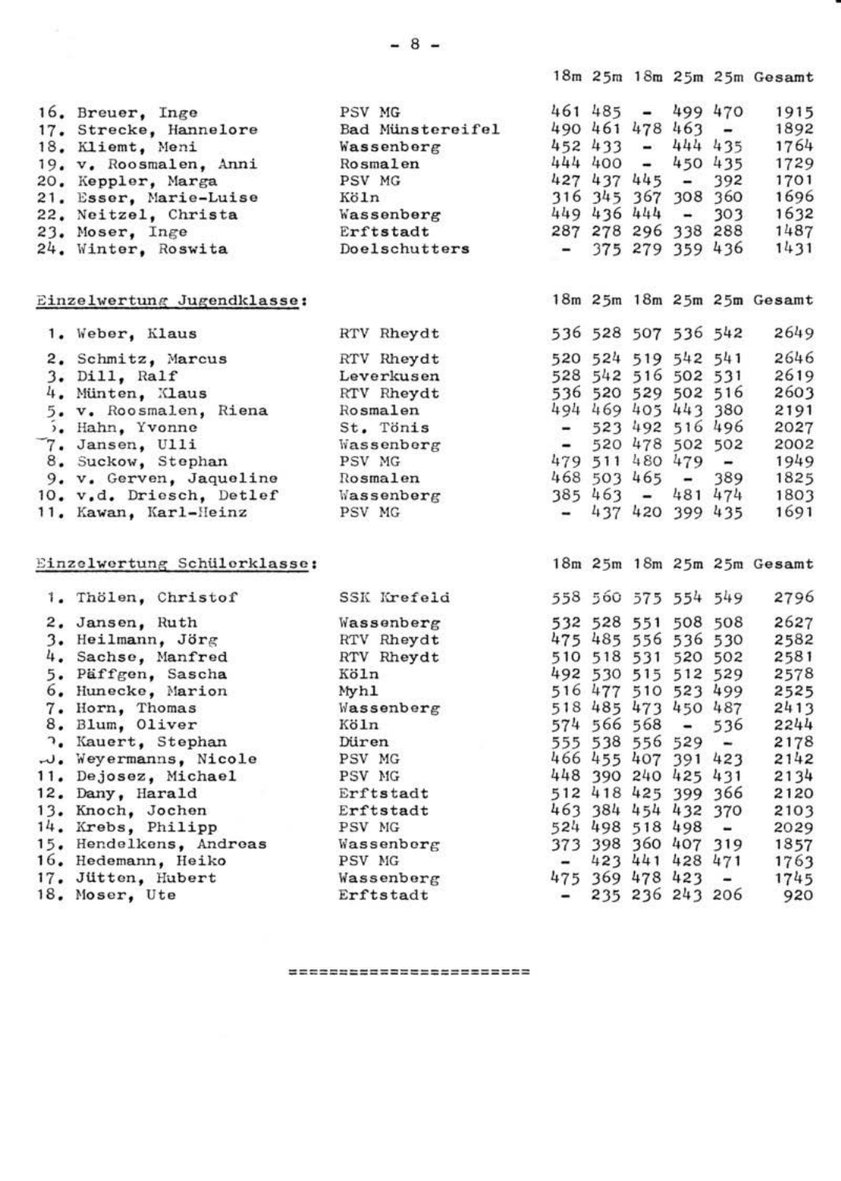| | | 18m | 25m | 18m | 25m | 25m | Gesamt |
|---|---|---|---|---|---|---|---|
| 16. Breuer, Inge | PSV MG | 461 | 485 | - | 499 | 470 | 1915 |
| 17. Strecke, Hannelore | Bad Münstereifel | 490 | 461 | 478 | 463 | - | 1892 |
| 18. Kliemt, Meni | Wassenberg | 452 | 433 | - | 444 | 435 | 1764 |
| 19. v. Roosmalen, Anni | Rosmalen | 444 | 400 | - | 450 | 435 | 1729 |
| 20. Keppler, Marga | PSV MG | 427 | 437 | 445 | - | 392 | 1701 |
| 21. Esser, Marie-Luise | Köln | 316 | 345 | 367 | 308 | 360 | 1696 |
| 22. Neitzel, Christa | Wassenberg | 449 | 436 | 444 | - | 303 | 1632 |
| 23. Moser, Inge | Erftstadt | 287 | 278 | 296 | 338 | 288 | 1487 |
| 24. Winter, Roswita | Doelschutters | - | 375 | 279 | 359 | 436 | 1431 |

Einzelwertung Jugendklasse:

| | | 18m | 25m | 18m | 25m | 25m | Gesamt |
|---|---|---|---|---|---|---|---|
| 1. Weber, Klaus | RTV Rheydt | 536 | 528 | 507 | 536 | 542 | 2649 |
| 2. Schmitz, Marcus | RTV Rheydt | 520 | 524 | 519 | 542 | 541 | 2646 |
| 3. Dill, Ralf | Leverkusen | 528 | 542 | 516 | 502 | 531 | 2619 |
| 4. Münten, Klaus | RTV Rheydt | 536 | 520 | 529 | 502 | 516 | 2603 |
| 5. v. Roosmalen, Riena | Rosmalen | 494 | 469 | 405 | 443 | 380 | 2191 |
| 6. Hahn, Yvonne | St. Tönis | - | 523 | 492 | 516 | 496 | 2027 |
| 7. Jansen, Ulli | Wassenberg | - | 520 | 478 | 502 | 502 | 2002 |
| 8. Suckow, Stephan | PSV MG | 479 | 511 | 480 | 479 | - | 1949 |
| 9. v. Gerven, Jaqueline | Rosmalen | 468 | 503 | 465 | - | 389 | 1825 |
| 10. v.d. Driesch, Detlef | Wassenberg | 385 | 463 | - | 481 | 474 | 1803 |
| 11. Kawan, Karl-Heinz | PSV MG | - | 437 | 420 | 399 | 435 | 1691 |

Einzelwertung Schülerklasse:

| | | 18m | 25m | 18m | 25m | 25m | Gesamt |
|---|---|---|---|---|---|---|---|
| 1. Thölen, Christof | SSK Krefeld | 558 | 560 | 575 | 554 | 549 | 2796 |
| 2. Jansen, Ruth | Wassenberg | 532 | 528 | 551 | 508 | 508 | 2627 |
| 3. Heilmann, Jörg | RTV Rheydt | 475 | 485 | 556 | 536 | 530 | 2582 |
| 4. Sachse, Manfred | RTV Rheydt | 510 | 518 | 531 | 520 | 502 | 2581 |
| 5. Päffgen, Sascha | Köln | 492 | 530 | 515 | 512 | 529 | 2578 |
| 6. Hunecke, Marion | Myhl | 516 | 477 | 510 | 523 | 499 | 2525 |
| 7. Horn, Thomas | Wassenberg | 518 | 485 | 473 | 450 | 487 | 2413 |
| 8. Blum, Oliver | Köln | 574 | 566 | 568 | - | 536 | 2244 |
| 9. Kauert, Stephan | Düren | 555 | 538 | 556 | 529 | - | 2178 |
| 10. Weyermanns, Nicole | PSV MG | 466 | 455 | 407 | 391 | 423 | 2142 |
| 11. Dejosez, Michael | PSV MG | 448 | 390 | 240 | 425 | 431 | 2134 |
| 12. Dany, Harald | Erftstadt | 512 | 418 | 425 | 399 | 366 | 2120 |
| 13. Knoch, Jochen | Erftstadt | 463 | 384 | 454 | 432 | 370 | 2103 |
| 14. Krebs, Philipp | PSV MG | 524 | 498 | 518 | 498 | - | 2029 |
| 15. Hendelkens, Andreas | Wassenberg | 373 | 398 | 360 | 407 | 319 | 1857 |
| 16. Hedemann, Heiko | PSV MG | - | 423 | 441 | 428 | 471 | 1763 |
| 17. Jütten, Hubert | Wassenberg | 475 | 369 | 478 | 423 | - | 1745 |
| 18. Moser, Ute | Erftstadt | - | 235 | 236 | 243 | 206 | 920 |

========================